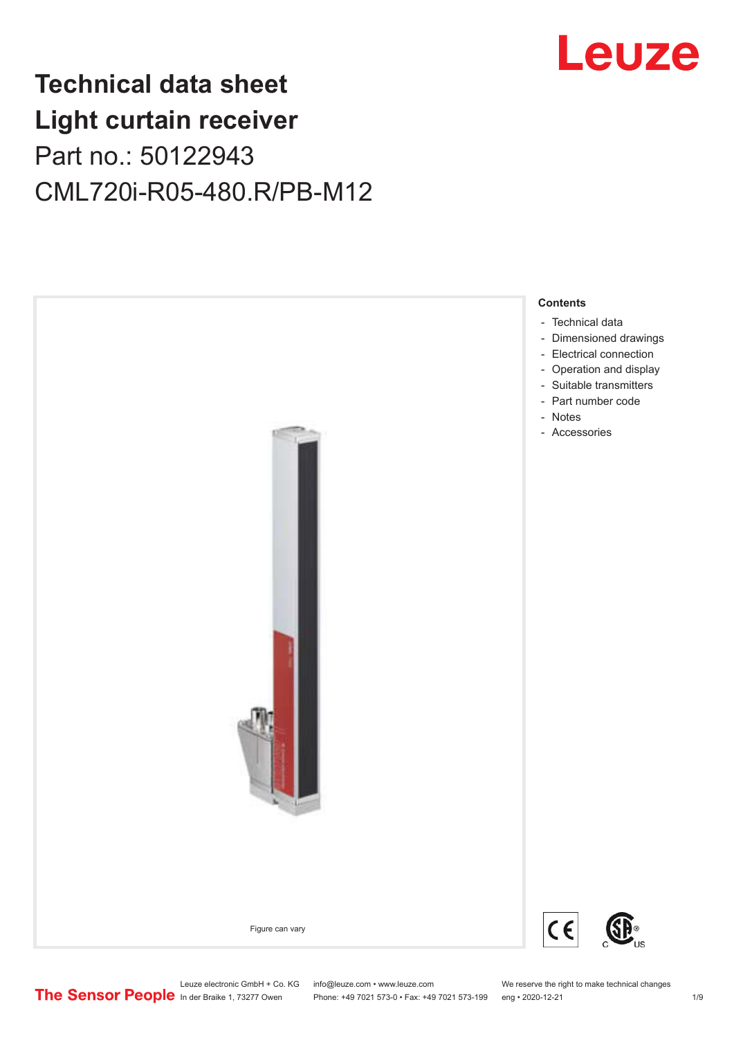# Technical data sheet
# Light curtain receiver
## Part no.: 50122943
## CML720i-R05-480.R/PB-M12

Figure can vary

**Contents**

- Technical data
- Dimensioned drawings
- Electrical connection
- Operation and display
- Suitable transmitters
- Part number code
- Notes
- Accessories

Leuze electronic GmbH + Co. KG
In der Braike 1, 73277 Owen

info@leuze.com • www.leuze.com
Phone: +49 7021 573-0 • Fax: +49 7021 573-199

We reserve the right to make technical changes
eng • 2020-12-21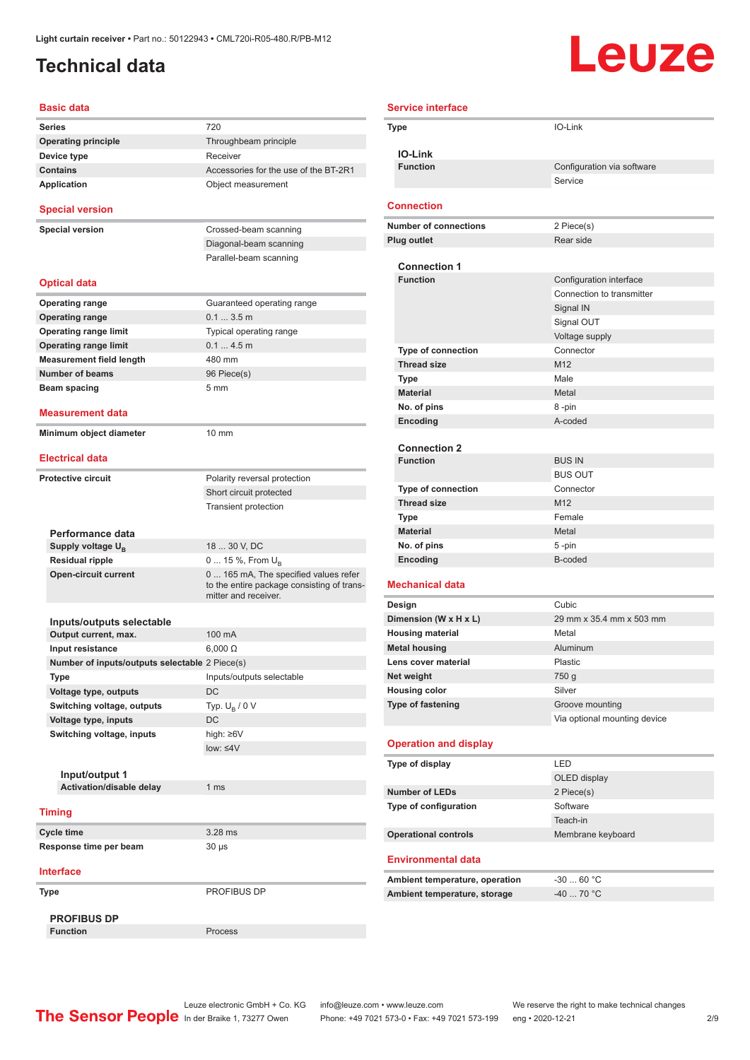Light curtain receiver • Part no.: 50122943 • CML720i-R05-480.R/PB-M12

# Technical data

## Basic data

| | |
|---|---|
| **Series** | 720 |
| **Operating principle** | Throughbeam principle |
| **Device type** | Receiver |
| **Contains** | Accessories for the use of the BT-2R1 |
| **Application** | Object measurement |

## Special version

| | |
|---|---|
| **Special version** | Crossed-beam scanning |
| | Diagonal-beam scanning |
| | Parallel-beam scanning |

## Optical data

| | |
|---|---|
| **Operating range** | Guaranteed operating range |
| **Operating range** | 0.1 ... 3.5 m |
| **Operating range limit** | Typical operating range |
| **Operating range limit** | 0.1 ... 4.5 m |
| **Measurement field length** | 480 mm |
| **Number of beams** | 96 Piece(s) |
| **Beam spacing** | 5 mm |

## Measurement data

| | |
|---|---|
| **Minimum object diameter** | 10 mm |

## Electrical data

| | |
|---|---|
| **Protective circuit** | Polarity reversal protection |
| | Short circuit protected |
| | Transient protection |

### Performance data

| | |
|---|---|
| **Supply voltage $U_B$** | 18 ... 30 V, DC |
| **Residual ripple** | 0 ... 15 %, From $U_B$ |
| **Open-circuit current** | 0 ... 165 mA, The specified values refer to the entire package consisting of transmitter and receiver. |

### Inputs/outputs selectable

| | |
|---|---|
| **Output current, max.** | 100 mA |
| **Input resistance** | 6,000 Ω |
| **Number of inputs/outputs selectable** | 2 Piece(s) |
| **Type** | Inputs/outputs selectable |
| **Voltage type, outputs** | DC |
| **Switching voltage, outputs** | Typ. $U_B$ / 0 V |
| **Voltage type, inputs** | DC |
| **Switching voltage, inputs** | high: ≥6V |
| | low: ≤4V |

#### Input/output 1

| | |
|---|---|
| **Activation/disable delay** | 1 ms |

## Timing

| | |
|---|---|
| **Cycle time** | 3.28 ms |
| **Response time per beam** | 30 µs |

## Interface

| | |
|---|---|
| **Type** | PROFIBUS DP |

### PROFIBUS DP

| | |
|---|---|
| **Function** | Process |

## Service interface

| | |
|---|---|
| **Type** | IO-Link |

### IO-Link

| | |
|---|---|
| **Function** | Configuration via software |
| | Service |

## Connection

| | |
|---|---|
| **Number of connections** | 2 Piece(s) |
| **Plug outlet** | Rear side |

### Connection 1

| | |
|---|---|
| **Function** | Configuration interface |
| | Connection to transmitter |
| | Signal IN |
| | Signal OUT |
| | Voltage supply |
| **Type of connection** | Connector |
| **Thread size** | M12 |
| **Type** | Male |
| **Material** | Metal |
| **No. of pins** | 8 -pin |
| **Encoding** | A-coded |

### Connection 2

| | |
|---|---|
| **Function** | BUS IN |
| | BUS OUT |
| **Type of connection** | Connector |
| **Thread size** | M12 |
| **Type** | Female |
| **Material** | Metal |
| **No. of pins** | 5 -pin |
| **Encoding** | B-coded |

## Mechanical data

| | |
|---|---|
| **Design** | Cubic |
| **Dimension (W x H x L)** | 29 mm x 35.4 mm x 503 mm |
| **Housing material** | Metal |
| **Metal housing** | Aluminum |
| **Lens cover material** | Plastic |
| **Net weight** | 750 g |
| **Housing color** | Silver |
| **Type of fastening** | Groove mounting |
| | Via optional mounting device |

## Operation and display

| | |
|---|---|
| **Type of display** | LED |
| | OLED display |
| **Number of LEDs** | 2 Piece(s) |
| **Type of configuration** | Software |
| | Teach-in |
| **Operational controls** | Membrane keyboard |

## Environmental data

| | |
|---|---|
| **Ambient temperature, operation** | -30 ... 60 °C |
| **Ambient temperature, storage** | -40 ... 70 °C |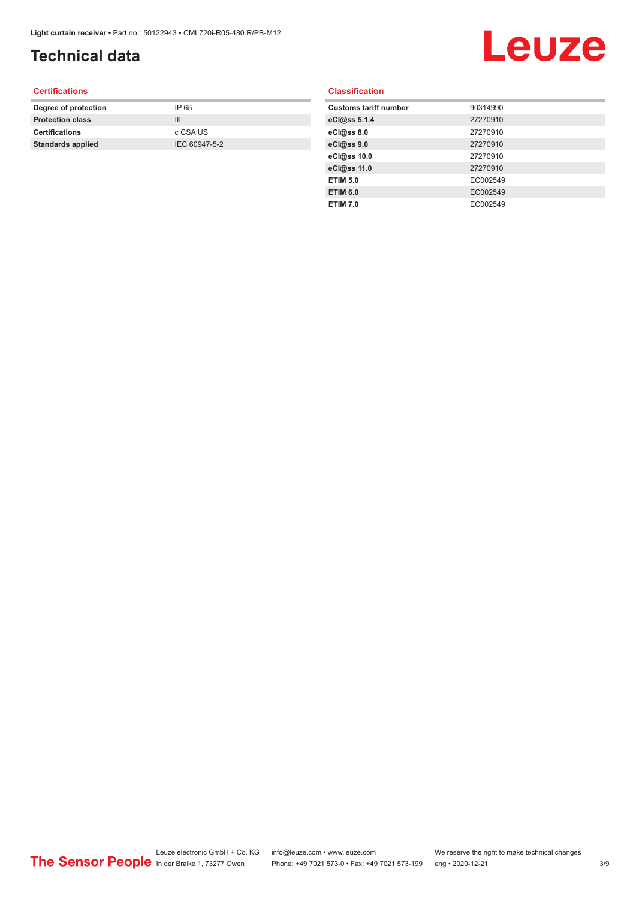# Technical data

## Certifications

| | |
|---|---|
| **Degree of protection** | IP 65 |
| **Protection class** | III |
| **Certifications** | c CSA US |
| **Standards applied** | IEC 60947-5-2 |

## Classification

| | |
|---|---|
| **Customs tariff number** | 90314990 |
| **eCl@ss 5.1.4** | 27270910 |
| **eCl@ss 8.0** | 27270910 |
| **eCl@ss 9.0** | 27270910 |
| **eCl@ss 10.0** | 27270910 |
| **eCl@ss 11.0** | 27270910 |
| **ETIM 5.0** | EC002549 |
| **ETIM 6.0** | EC002549 |
| **ETIM 7.0** | EC002549 |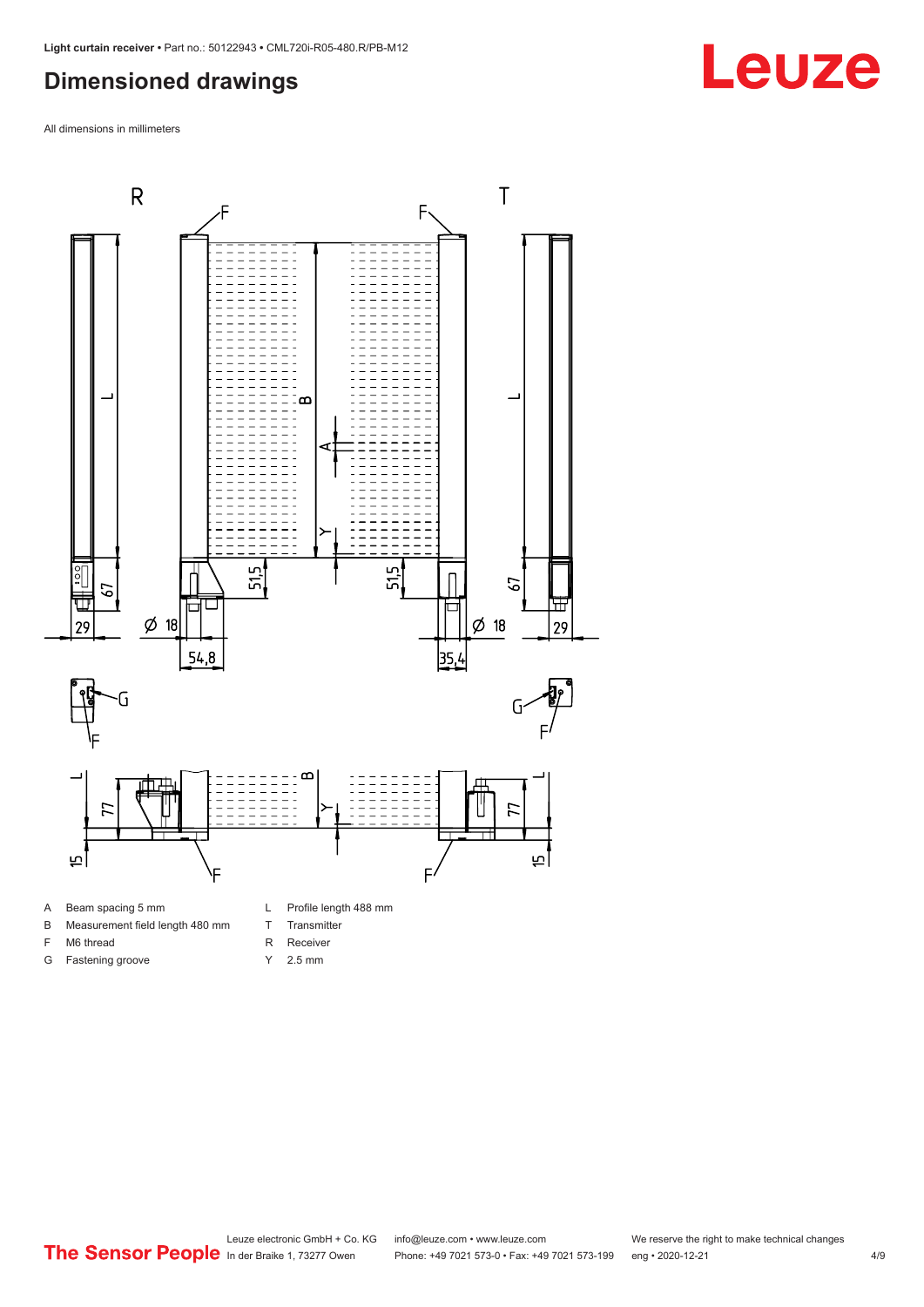# Dimensioned drawings

All dimensions in millimeters

- A Beam spacing 5 mm
- B Measurement field length 480 mm
- F M6 thread
- G Fastening groove
- L Profile length 488 mm
- T Transmitter
- R Receiver
- Y 2.5 mm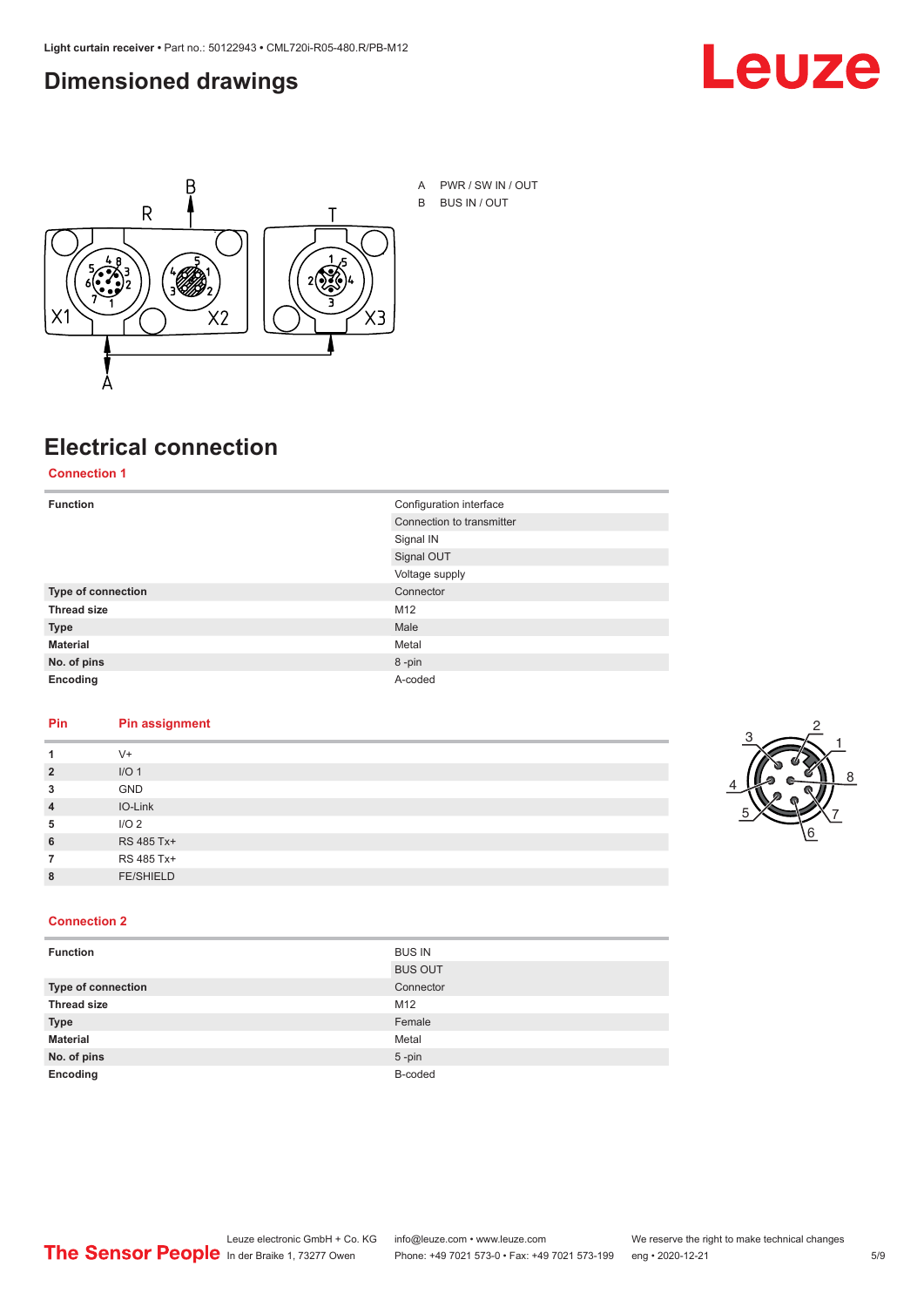## Dimensioned drawings

A PWR / SW IN / OUT

B BUS IN / OUT

## Electrical connection

### Connection 1

| | |
|---|---|
| **Function** | Configuration interface |
| | Connection to transmitter |
| | Signal IN |
| | Signal OUT |
| | Voltage supply |
| **Type of connection** | Connector |
| **Thread size** | M12 |
| **Type** | Male |
| **Material** | Metal |
| **No. of pins** | 8 -pin |
| **Encoding** | A-coded |

| Pin | Pin assignment |
|---|---|
| **1** | V+ |
| **2** | I/O 1 |
| **3** | GND |
| **4** | IO-Link |
| **5** | I/O 2 |
| **6** | RS 485 Tx+ |
| **7** | RS 485 Tx+ |
| **8** | FE/SHIELD |

### Connection 2

| | |
|---|---|
| **Function** | BUS IN |
| | BUS OUT |
| **Type of connection** | Connector |
| **Thread size** | M12 |
| **Type** | Female |
| **Material** | Metal |
| **No. of pins** | 5 -pin |
| **Encoding** | B-coded |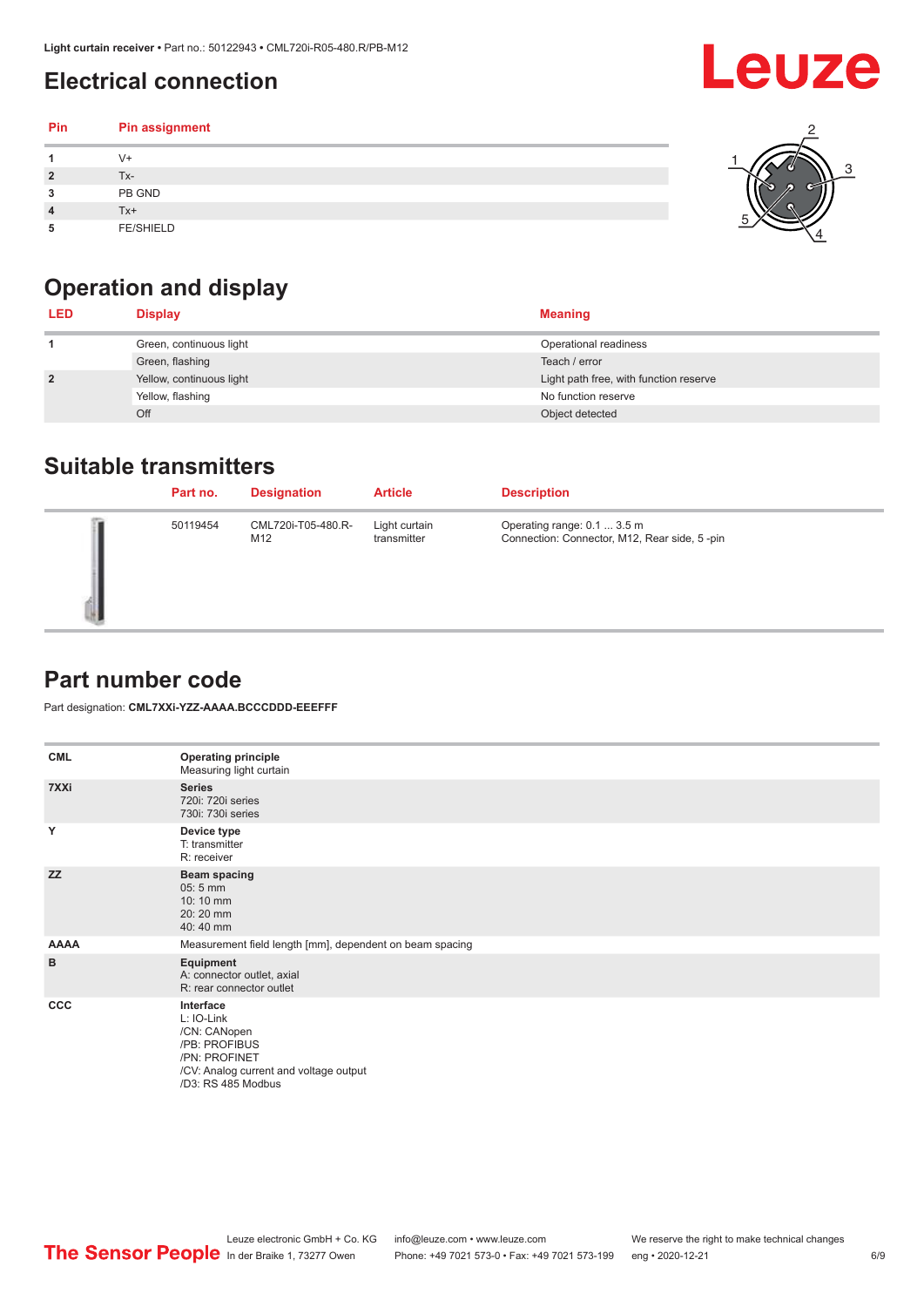## Electrical connection

| Pin | Pin assignment |
|---|---|
| 1 | V+ |
| 2 | Tx- |
| 3 | PB GND |
| 4 | Tx+ |
| 5 | FE/SHIELD |

## Operation and display

| LED | Display | Meaning |
|---|---|---|
| 1 | Green, continuous light | Operational readiness |
| | Green, flashing | Teach / error |
| 2 | Yellow, continuous light | Light path free, with function reserve |
| | Yellow, flashing | No function reserve |
| | Off | Object detected |

## Suitable transmitters

| | Part no. | Designation | Article | Description |
|---|---|---|---|---|
| | 50119454 | CML720i-T05-480.R-M12 | Light curtain transmitter | Operating range: 0.1 ... 3.5 m<br>Connection: Connector, M12, Rear side, 5 -pin |

## Part number code

Part designation: **CML7XXi-YZZ-AAAA.BCCCDDD-EEEFFF**

| | |
|---|---|
| **CML** | **Operating principle**<br>Measuring light curtain |
| **7XXi** | **Series**<br>720i: 720i series<br>730i: 730i series |
| **Y** | **Device type**<br>T: transmitter<br>R: receiver |
| **ZZ** | **Beam spacing**<br>05: 5 mm<br>10: 10 mm<br>20: 20 mm<br>40: 40 mm |
| **AAAA** | Measurement field length [mm], dependent on beam spacing |
| **B** | **Equipment**<br>A: connector outlet, axial<br>R: rear connector outlet |
| **CCC** | **Interface**<br>L: IO-Link<br>/CN: CANopen<br>/PB: PROFIBUS<br>/PN: PROFINET<br>/CV: Analog current and voltage output<br>/D3: RS 485 Modbus |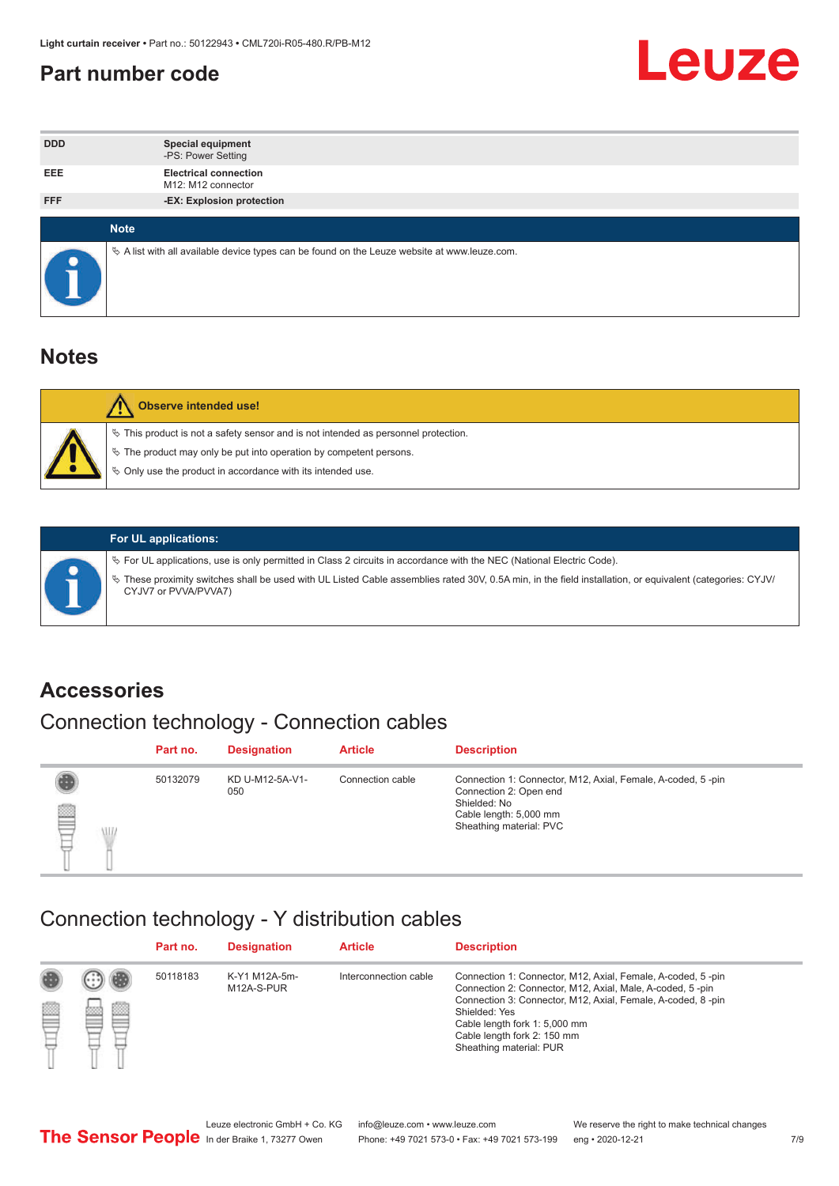## Part number code

| | |
|---|---|
| DDD | **Special equipment**<br>-PS: Power Setting |
| EEE | **Electrical connection**<br>M12: M12 connector |
| FFF | **-EX: Explosion protection** |

**Note**

- A list with all available device types can be found on the Leuze website at www.leuze.com.

## Notes

**Observe intended use!**

- This product is not a safety sensor and is not intended as personnel protection.
- The product may only be put into operation by competent persons.
- Only use the product in accordance with its intended use.

**For UL applications:**

- For UL applications, use is only permitted in Class 2 circuits in accordance with the NEC (National Electric Code).
- These proximity switches shall be used with UL Listed Cable assemblies rated 30V, 0.5A min, in the field installation, or equivalent (categories: CYJV/CYJV7 or PVVA/PVVA7)

## Accessories

### Connection technology - Connection cables

| Part no. | Designation | Article | Description |
|---|---|---|---|
| 50132079 | KD U-M12-5A-V1-050 | Connection cable | Connection 1: Connector, M12, Axial, Female, A-coded, 5 -pin<br>Connection 2: Open end<br>Shielded: No<br>Cable length: 5,000 mm<br>Sheathing material: PVC |

### Connection technology - Y distribution cables

| Part no. | Designation | Article | Description |
|---|---|---|---|
| 50118183 | K-Y1 M12A-5m-M12A-S-PUR | Interconnection cable | Connection 1: Connector, M12, Axial, Female, A-coded, 5 -pin<br>Connection 2: Connector, M12, Axial, Male, A-coded, 5 -pin<br>Connection 3: Connector, M12, Axial, Female, A-coded, 8 -pin<br>Shielded: Yes<br>Cable length fork 1: 5,000 mm<br>Cable length fork 2: 150 mm<br>Sheathing material: PUR |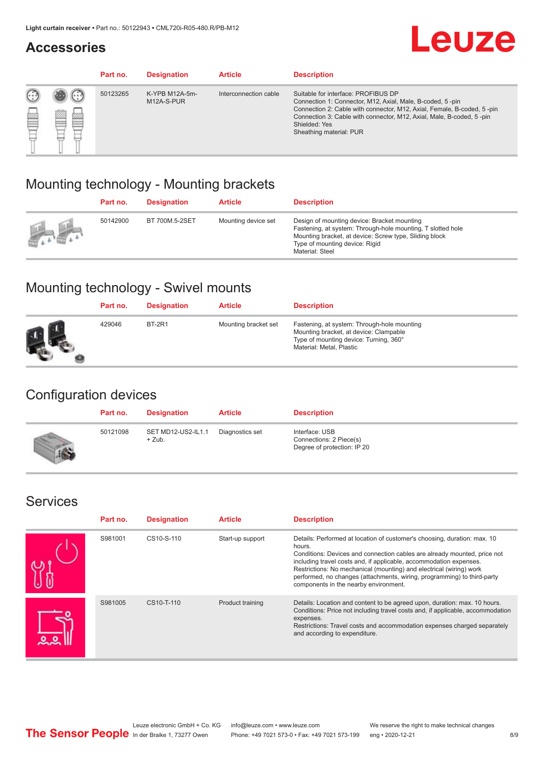## Accessories

| Part no. | Designation | Article | Description |
|---|---|---|---|
| 50123265 | K-YPB M12A-5m-M12A-S-PUR | Interconnection cable | Suitable for interface: PROFIBUS DP<br>Connection 1: Connector, M12, Axial, Male, B-coded, 5 -pin<br>Connection 2: Cable with connector, M12, Axial, Female, B-coded, 5 -pin<br>Connection 3: Cable with connector, M12, Axial, Male, B-coded, 5 -pin<br>Shielded: Yes<br>Sheathing material: PUR |

## Mounting technology - Mounting brackets

| Part no. | Designation | Article | Description |
|---|---|---|---|
| 50142900 | BT 700M.5-2SET | Mounting device set | Design of mounting device: Bracket mounting<br>Fastening, at system: Through-hole mounting, T slotted hole<br>Mounting bracket, at device: Screw type, Sliding block<br>Type of mounting device: Rigid<br>Material: Steel |

## Mounting technology - Swivel mounts

| Part no. | Designation | Article | Description |
|---|---|---|---|
| 429046 | BT-2R1 | Mounting bracket set | Fastening, at system: Through-hole mounting<br>Mounting bracket, at device: Clampable<br>Type of mounting device: Turning, 360°<br>Material: Metal, Plastic |

## Configuration devices

| Part no. | Designation | Article | Description |
|---|---|---|---|
| 50121098 | SET MD12-US2-IL1.1 + Zub. | Diagnostics set | Interface: USB<br>Connections: 2 Piece(s)<br>Degree of protection: IP 20 |

## Services

| Part no. | Designation | Article | Description |
|---|---|---|---|
| S981001 | CS10-S-110 | Start-up support | Details: Performed at location of customer's choosing, duration: max. 10 hours.<br>Conditions: Devices and connection cables are already mounted, price not including travel costs and, if applicable, accommodation expenses.<br>Restrictions: No mechanical (mounting) and electrical (wiring) work performed, no changes (attachments, wiring, programming) to third-party components in the nearby environment. |
| S981005 | CS10-T-110 | Product training | Details: Location and content to be agreed upon, duration: max. 10 hours.<br>Conditions: Price not including travel costs and, if applicable, accommodation expenses.<br>Restrictions: Travel costs and accommodation expenses charged separately and according to expenditure. |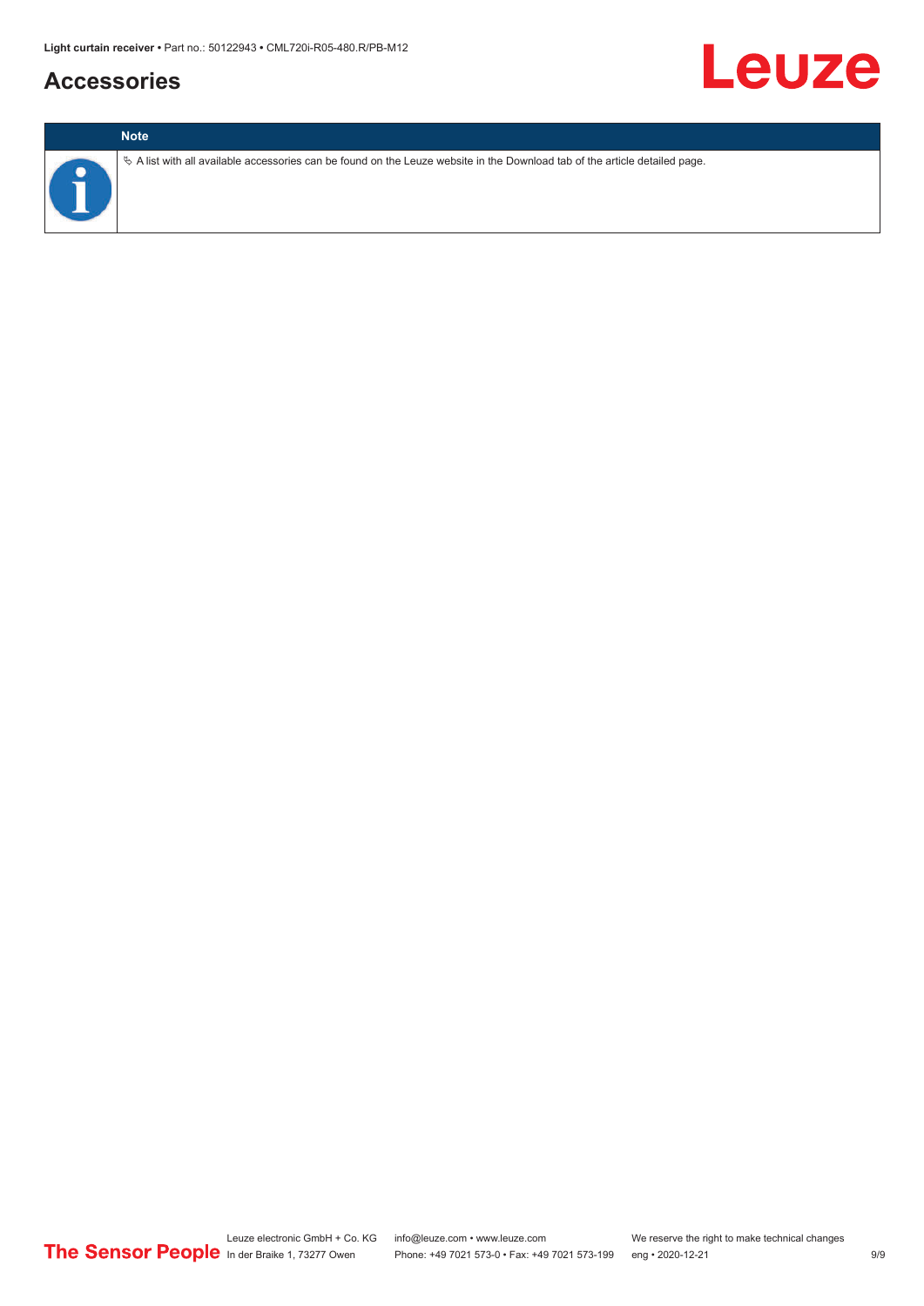## Accessories

| | Note |
|---|---|
| | ↳ A list with all available accessories can be found on the Leuze website in the Download tab of the article detailed page. |